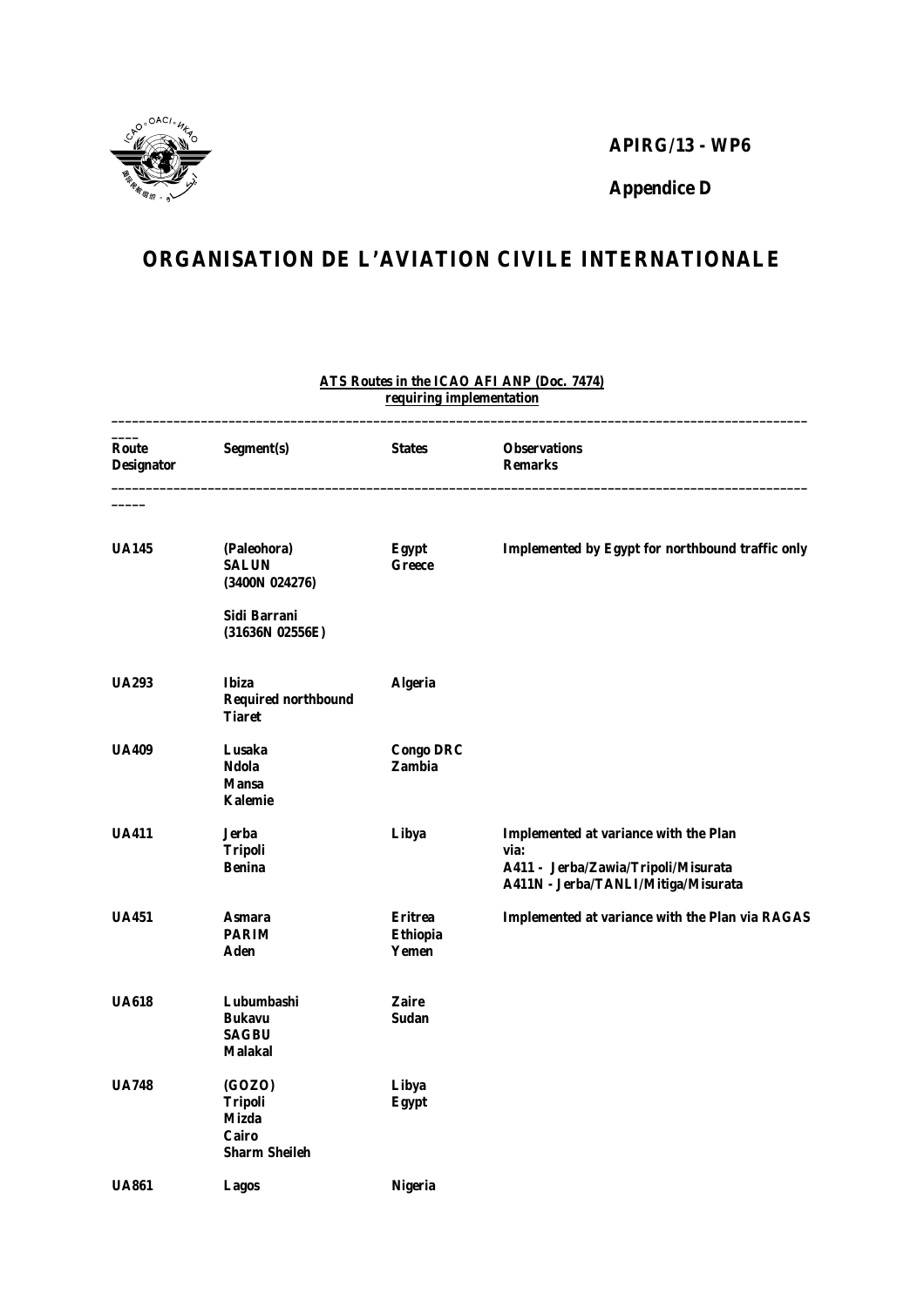**APIRG/13 - WP6**

**Appendice D**

# ORGANISATION DE L'AVIATION CIVILE INTERNATIONALE

**ATS Routes in the ICAO AFI ANP (Doc. 7474) requiring implementation**

| Route Designator | Segment(s) | States | Observations Remarks |
|---|---|---|---|
| UA145 | (Paleohora)<br>SALUN<br>(3400N 024276)<br><br>Sidi Barrani<br>(31636N 02556E) | Egypt<br>Greece | Implemented by Egypt for northbound traffic only |
| UA293 | Ibiza<br>Required northbound<br>Tiaret | Algeria | |
| UA409 | Lusaka<br>Ndola<br>Mansa<br>Kalemie | Congo DRC<br>Zambia | |
| UA411 | Jerba<br>Tripoli<br>Benina | Libya | Implemented at variance with the Plan via:<br>A411 - Jerba/Zawia/Tripoli/Misurata<br>A411N - Jerba/TANLI/Mitiga/Misurata |
| UA451 | Asmara<br>PARIM<br>Aden | Eritrea<br>Ethiopia<br>Yemen | Implemented at variance with the Plan via RAGAS |
| UA618 | Lubumbashi<br>Bukavu<br>SAGBU<br>Malakal | Zaire<br>Sudan | |
| UA748 | (GOZO)<br>Tripoli<br>Mizda<br>Cairo<br>Sharm Sheileh | Libya<br>Egypt | |
| UA861 | Lagos | Nigeria | |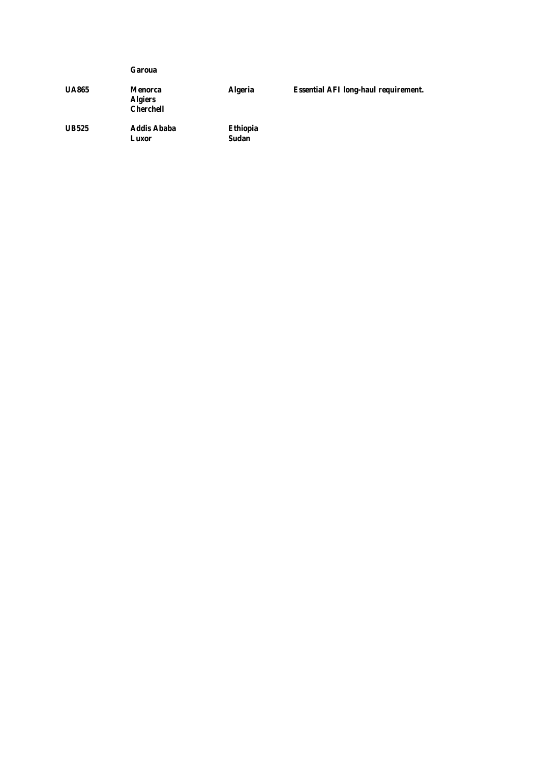| | | | |
|---|---|---|---|
| | **Garoua** | | |
| **UA865** | **Menorca**<br>**Algiers**<br>**Cherchell** | **Algeria** | **Essential AFI long-haul requirement.** |
| **UB525** | **Addis Ababa**<br>**Luxor** | **Ethiopia**<br>**Sudan** | |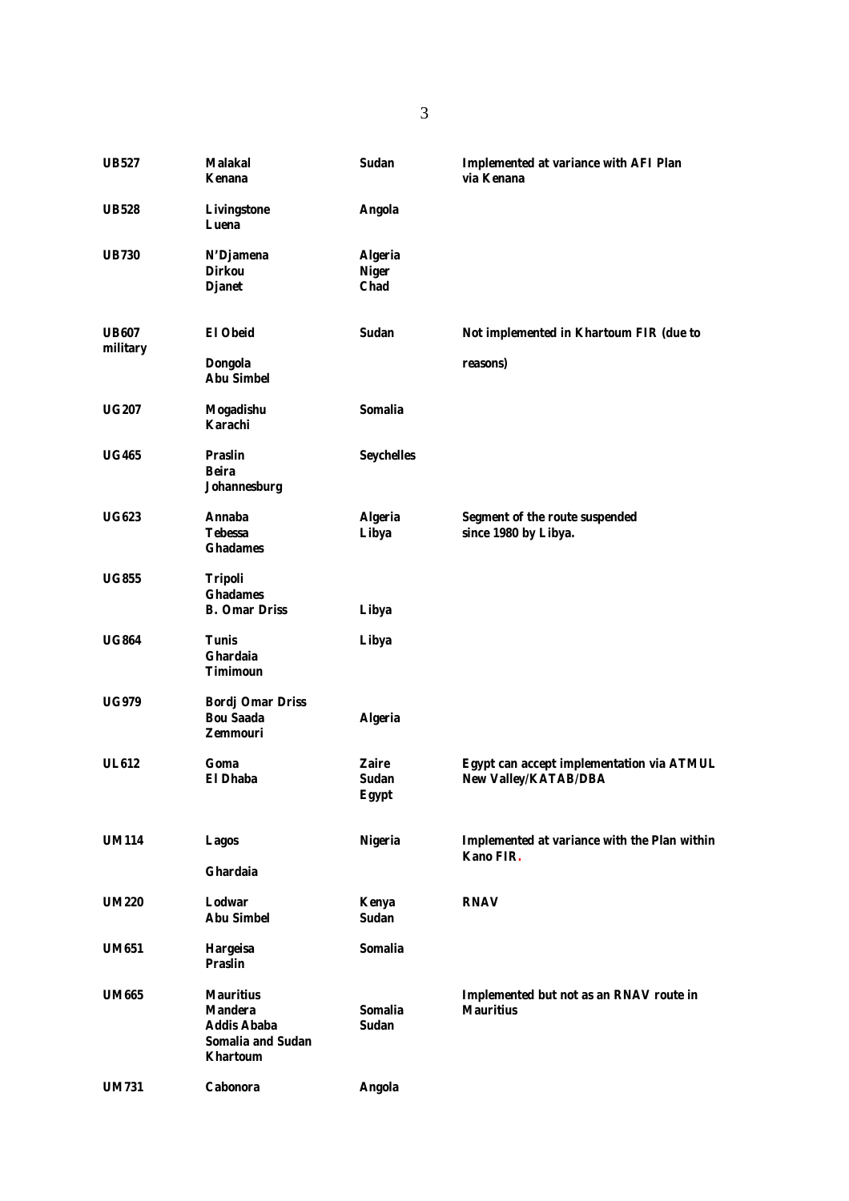| | | | |
|---|---|---|---|
| **UB527** | **Malakal**<br>**Kenana** | **Sudan** | **Implemented at variance with AFI Plan via Kenana** |
| **UB528** | **Livingstone**<br>**Luena** | **Angola** | |
| **UB730** | **N'Djamena**<br>**Dirkou**<br>**Djanet** | **Algeria**<br>**Niger**<br>**Chad** | |
| **UB607 military** | **El Obeid**<br>**Dongola**<br>**Abu Simbel** | **Sudan** | **Not implemented in Khartoum FIR (due to reasons)** |
| **UG207** | **Mogadishu**<br>**Karachi** | **Somalia** | |
| **UG465** | **Praslin**<br>**Beira**<br>**Johannesburg** | **Seychelles** | |
| **UG623** | **Annaba**<br>**Tebessa**<br>**Ghadames** | **Algeria**<br>**Libya** | **Segment of the route suspended since 1980 by Libya.** |
| **UG855** | **Tripoli**<br>**Ghadames**<br>**B. Omar Driss** | **Libya** | |
| **UG864** | **Tunis**<br>**Ghardaia**<br>**Timimoun** | **Libya** | |
| **UG979** | **Bordj Omar Driss**<br>**Bou Saada**<br>**Zemmouri** | **Algeria** | |
| **UL612** | **Goma**<br>**El Dhaba** | **Zaire**<br>**Sudan**<br>**Egypt** | **Egypt can accept implementation via ATMUL New Valley/KATAB/DBA** |
| **UM114** | **Lagos**<br>**Ghardaia** | **Nigeria** | **Implemented at variance with the Plan within Kano FIR.** |
| **UM220** | **Lodwar**<br>**Abu Simbel** | **Kenya**<br>**Sudan** | **RNAV** |
| **UM651** | **Hargeisa**<br>**Praslin** | **Somalia** | |
| **UM665** | **Mauritius**<br>**Mandera**<br>**Addis Ababa**<br>**Somalia and Sudan**<br>**Khartoum** | **Somalia**<br>**Sudan** | **Implemented but not as an RNAV route in Mauritius** |
| **UM731** | **Cabonora** | **Angola** | |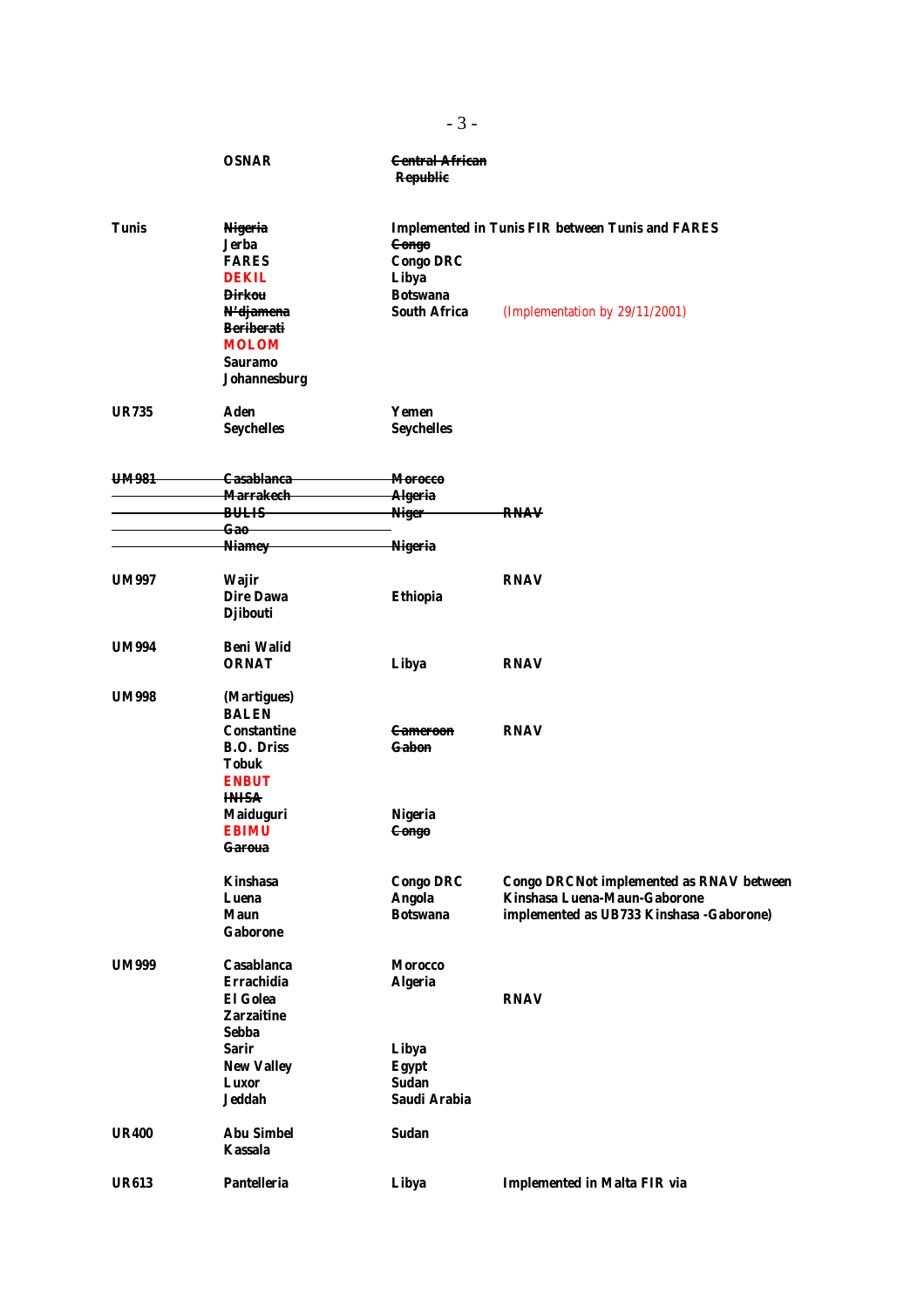| | | | |
|---|---|---|---|
| | OSNAR | ~~Central African Republic~~ | |
| Tunis | ~~Nigeria~~<br>Jerba<br>FARES<br>DEKIL<br>~~Dirkou~~<br>~~N'djamena~~<br>~~Beriberati~~<br>MOLOM<br>Sauramo<br>Johannesburg | Implemented in Tunis FIR between Tunis and FARES<br>~~Congo~~<br>Congo DRC<br>Libya<br>Botswana<br>South Africa | <br><br><br><br><br>(Implementation by 29/11/2001) |
| UR735 | Aden<br>Seychelles | Yemen<br>Seychelles | |
| ~~UM981~~ | ~~Casablanca~~<br>~~Marrakech~~<br>~~BULIS~~<br>~~Gao~~<br>~~Niamey~~ | ~~Morocco~~<br>~~Algeria~~<br>~~Niger~~<br><br>~~Nigeria~~ | <br><br>~~RNAV~~ |
| UM997 | Wajir<br>Dire Dawa<br>Djibouti | <br>Ethiopia | RNAV |
| UM994 | Beni Walid<br>ORNAT | <br>Libya | <br>RNAV |
| UM998 | (Martigues)<br>BALEN<br>Constantine<br>B.O. Driss<br>Tobuk<br>ENBUT<br>~~INISA~~<br>Maiduguri<br>EBIMU<br>~~Garoua~~ | <br><br>~~Cameroon~~<br>~~Gabon~~<br><br><br><br>Nigeria<br>~~Congo~~ | <br><br>RNAV |
| | Kinshasa<br>Luena<br>Maun<br>Gaborone | Congo DRC<br>Angola<br>Botswana | Congo DRCNot implemented as RNAV between Kinshasa Luena-Maun-Gaborone implemented as UB733 Kinshasa -Gaborone) |
| UM999 | Casablanca<br>Errachidia<br>El Golea<br>Zarzaitine<br>Sebba<br>Sarir<br>New Valley<br>Luxor<br>Jeddah | Morocco<br>Algeria<br><br><br><br>Libya<br>Egypt<br>Sudan<br>Saudi Arabia | <br><br>RNAV |
| UR400 | Abu Simbel<br>Kassala | Sudan | |
| UR613 | Pantelleria | Libya | Implemented in Malta FIR via |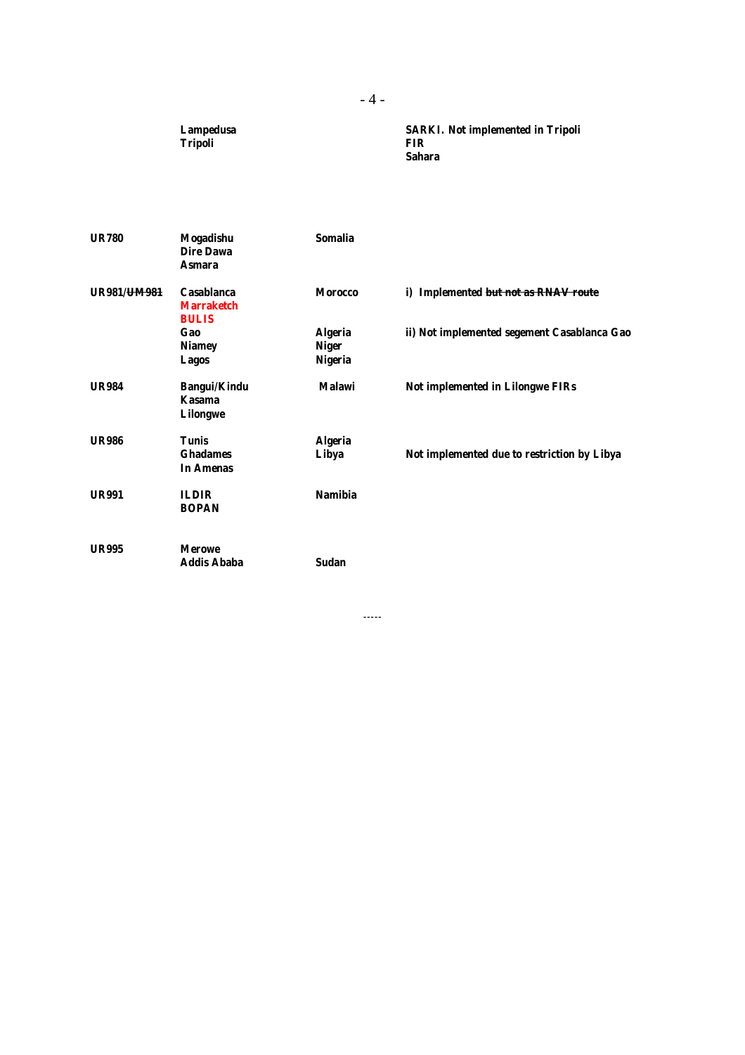| | | | |
|---|---|---|---|
| | Lampedusa<br>Tripoli | | SARKI. Not implemented in Tripoli FIR<br>Sahara |
| UR780 | Mogadishu<br>Dire Dawa<br>Asmara | Somalia | |
| UR981/~~UM981~~ | Casablanca<br>Marraketch<br>BULIS | Morocco | i) Implemented ~~but not as RNAV route~~ |
| | Gao<br>Niamey<br>Lagos | Algeria<br>Niger<br>Nigeria | ii) Not implemented segement Casablanca Gao |
| UR984 | Bangui/Kindu<br>Kasama<br>Lilongwe | Malawi | Not implemented in Lilongwe FIRs |
| UR986 | Tunis<br>Ghadames<br>In Amenas | Algeria<br>Libya | Not implemented due to restriction by Libya |
| UR991 | ILDIR<br>BOPAN | Namibia | |
| UR995 | Merowe<br>Addis Ababa | Sudan | |

-----